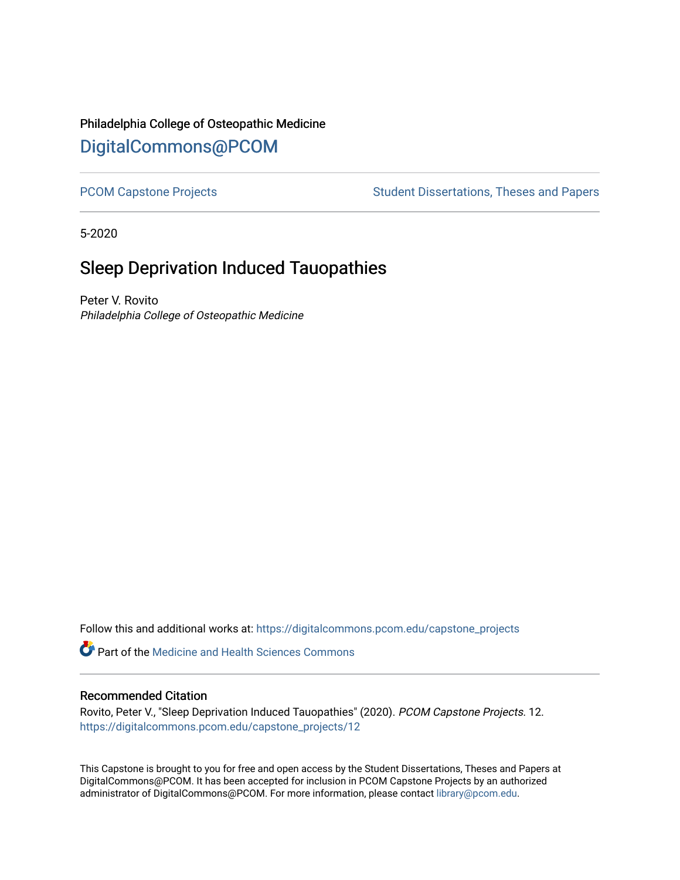Philadelphia College of Osteopathic Medicine

[DigitalCommons@PCOM](https://digitalcommons.pcom.edu/)

PCOM Capstone Projects | Student Dissertations, Theses and Papers

5-2020

# Sleep Deprivation Induced Tauopathies

Peter V. Rovito
*Philadelphia College of Osteopathic Medicine*

Follow this and additional works at: https://digitalcommons.pcom.edu/capstone_projects

Part of the Medicine and Health Sciences Commons

## Recommended Citation

Rovito, Peter V., "Sleep Deprivation Induced Tauopathies" (2020). *PCOM Capstone Projects*. 12.
https://digitalcommons.pcom.edu/capstone_projects/12

This Capstone is brought to you for free and open access by the Student Dissertations, Theses and Papers at DigitalCommons@PCOM. It has been accepted for inclusion in PCOM Capstone Projects by an authorized administrator of DigitalCommons@PCOM. For more information, please contact library@pcom.edu.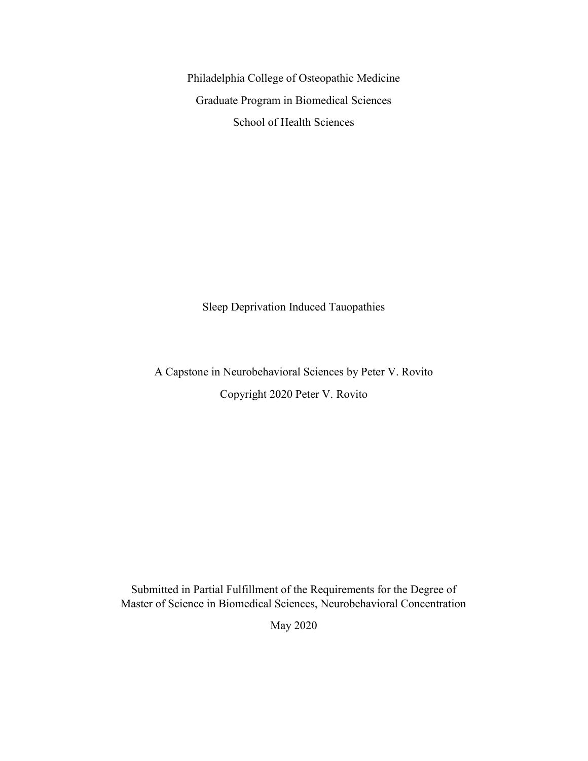Philadelphia College of Osteopathic Medicine

Graduate Program in Biomedical Sciences

School of Health Sciences

# Sleep Deprivation Induced Tauopathies

A Capstone in Neurobehavioral Sciences by Peter V. Rovito

Copyright 2020 Peter V. Rovito

Submitted in Partial Fulfillment of the Requirements for the Degree of
Master of Science in Biomedical Sciences, Neurobehavioral Concentration

May 2020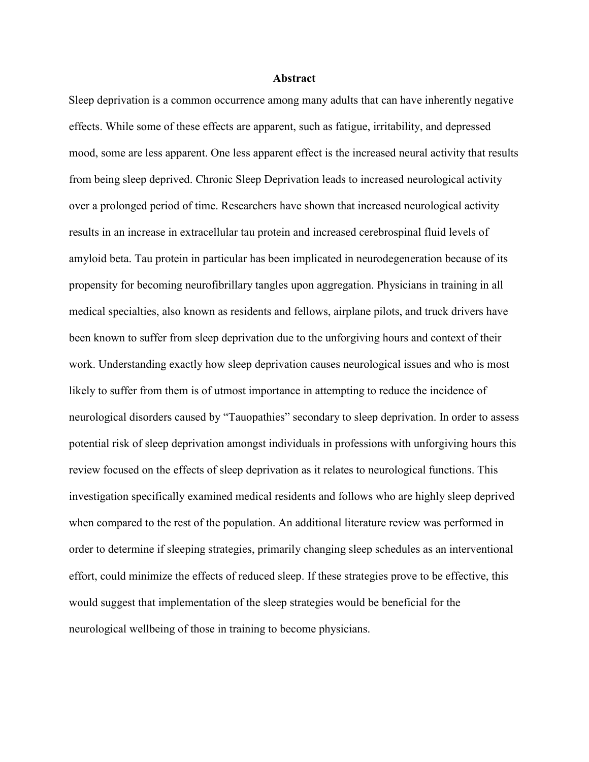# Abstract

Sleep deprivation is a common occurrence among many adults that can have inherently negative effects. While some of these effects are apparent, such as fatigue, irritability, and depressed mood, some are less apparent. One less apparent effect is the increased neural activity that results from being sleep deprived. Chronic Sleep Deprivation leads to increased neurological activity over a prolonged period of time. Researchers have shown that increased neurological activity results in an increase in extracellular tau protein and increased cerebrospinal fluid levels of amyloid beta. Tau protein in particular has been implicated in neurodegeneration because of its propensity for becoming neurofibrillary tangles upon aggregation. Physicians in training in all medical specialties, also known as residents and fellows, airplane pilots, and truck drivers have been known to suffer from sleep deprivation due to the unforgiving hours and context of their work. Understanding exactly how sleep deprivation causes neurological issues and who is most likely to suffer from them is of utmost importance in attempting to reduce the incidence of neurological disorders caused by "Tauopathies" secondary to sleep deprivation. In order to assess potential risk of sleep deprivation amongst individuals in professions with unforgiving hours this review focused on the effects of sleep deprivation as it relates to neurological functions. This investigation specifically examined medical residents and follows who are highly sleep deprived when compared to the rest of the population. An additional literature review was performed in order to determine if sleeping strategies, primarily changing sleep schedules as an interventional effort, could minimize the effects of reduced sleep. If these strategies prove to be effective, this would suggest that implementation of the sleep strategies would be beneficial for the neurological wellbeing of those in training to become physicians.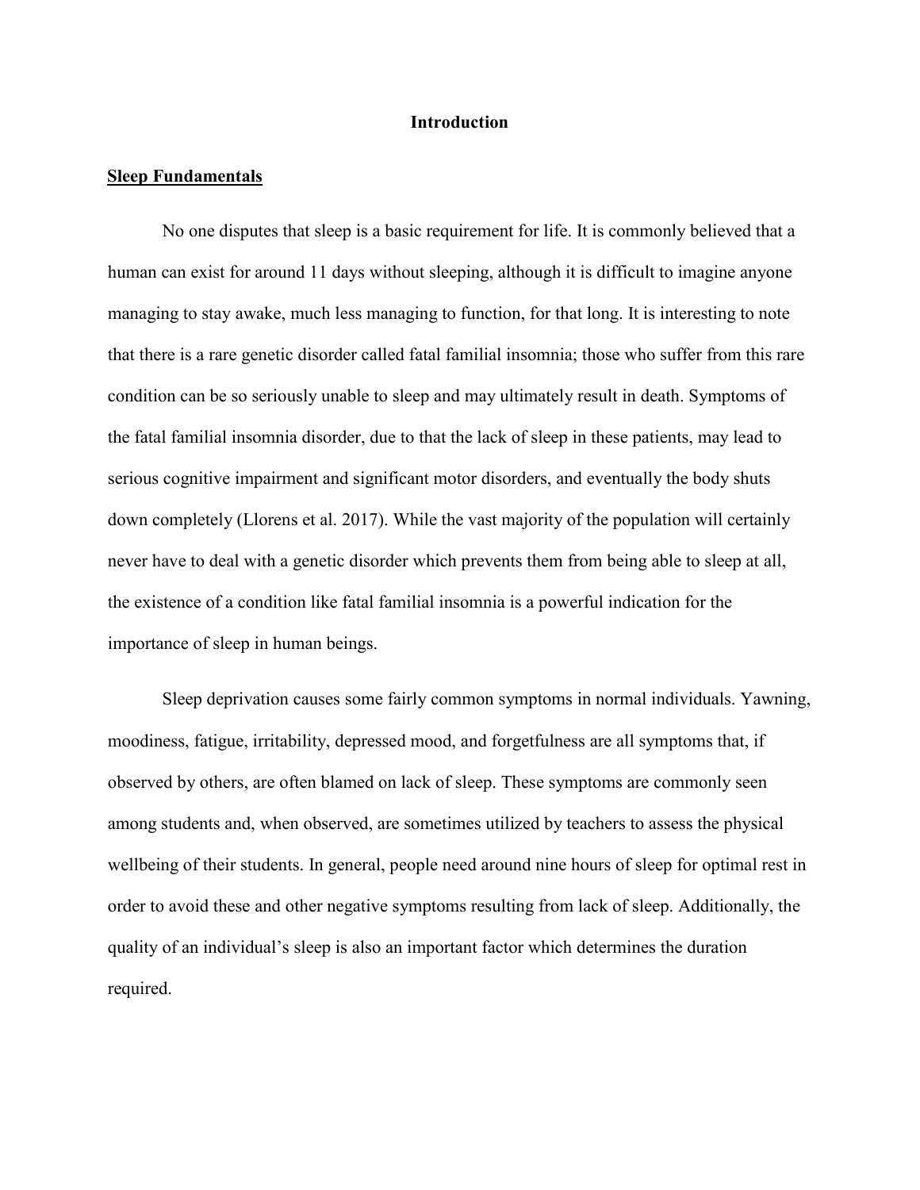# Introduction

## Sleep Fundamentals

No one disputes that sleep is a basic requirement for life. It is commonly believed that a human can exist for around 11 days without sleeping, although it is difficult to imagine anyone managing to stay awake, much less managing to function, for that long. It is interesting to note that there is a rare genetic disorder called fatal familial insomnia; those who suffer from this rare condition can be so seriously unable to sleep and may ultimately result in death. Symptoms of the fatal familial insomnia disorder, due to that the lack of sleep in these patients, may lead to serious cognitive impairment and significant motor disorders, and eventually the body shuts down completely (Llorens et al. 2017). While the vast majority of the population will certainly never have to deal with a genetic disorder which prevents them from being able to sleep at all, the existence of a condition like fatal familial insomnia is a powerful indication for the importance of sleep in human beings.

Sleep deprivation causes some fairly common symptoms in normal individuals. Yawning, moodiness, fatigue, irritability, depressed mood, and forgetfulness are all symptoms that, if observed by others, are often blamed on lack of sleep. These symptoms are commonly seen among students and, when observed, are sometimes utilized by teachers to assess the physical wellbeing of their students. In general, people need around nine hours of sleep for optimal rest in order to avoid these and other negative symptoms resulting from lack of sleep. Additionally, the quality of an individual's sleep is also an important factor which determines the duration required.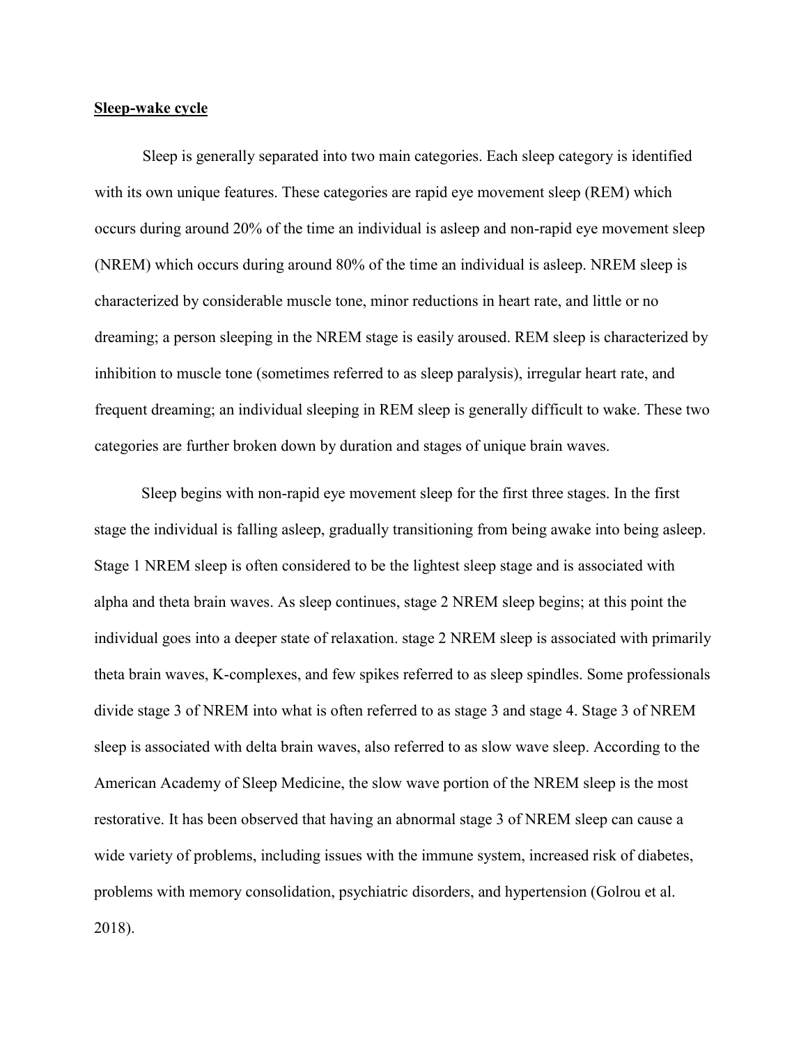**<u>Sleep-wake cycle</u>**

Sleep is generally separated into two main categories. Each sleep category is identified with its own unique features. These categories are rapid eye movement sleep (REM) which occurs during around 20% of the time an individual is asleep and non-rapid eye movement sleep (NREM) which occurs during around 80% of the time an individual is asleep. NREM sleep is characterized by considerable muscle tone, minor reductions in heart rate, and little or no dreaming; a person sleeping in the NREM stage is easily aroused. REM sleep is characterized by inhibition to muscle tone (sometimes referred to as sleep paralysis), irregular heart rate, and frequent dreaming; an individual sleeping in REM sleep is generally difficult to wake. These two categories are further broken down by duration and stages of unique brain waves.

Sleep begins with non-rapid eye movement sleep for the first three stages. In the first stage the individual is falling asleep, gradually transitioning from being awake into being asleep. Stage 1 NREM sleep is often considered to be the lightest sleep stage and is associated with alpha and theta brain waves. As sleep continues, stage 2 NREM sleep begins; at this point the individual goes into a deeper state of relaxation. stage 2 NREM sleep is associated with primarily theta brain waves, K-complexes, and few spikes referred to as sleep spindles. Some professionals divide stage 3 of NREM into what is often referred to as stage 3 and stage 4. Stage 3 of NREM sleep is associated with delta brain waves, also referred to as slow wave sleep. According to the American Academy of Sleep Medicine, the slow wave portion of the NREM sleep is the most restorative. It has been observed that having an abnormal stage 3 of NREM sleep can cause a wide variety of problems, including issues with the immune system, increased risk of diabetes, problems with memory consolidation, psychiatric disorders, and hypertension (Golrou et al. 2018).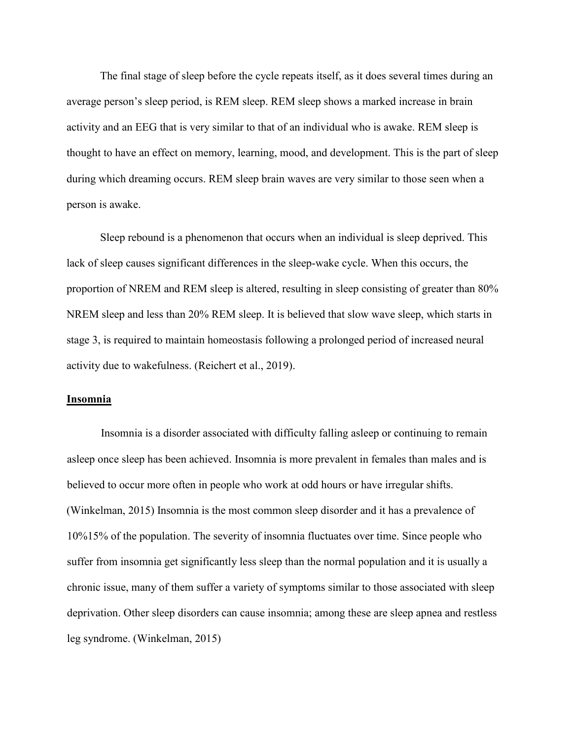The final stage of sleep before the cycle repeats itself, as it does several times during an average person's sleep period, is REM sleep. REM sleep shows a marked increase in brain activity and an EEG that is very similar to that of an individual who is awake. REM sleep is thought to have an effect on memory, learning, mood, and development. This is the part of sleep during which dreaming occurs. REM sleep brain waves are very similar to those seen when a person is awake.

Sleep rebound is a phenomenon that occurs when an individual is sleep deprived. This lack of sleep causes significant differences in the sleep-wake cycle. When this occurs, the proportion of NREM and REM sleep is altered, resulting in sleep consisting of greater than 80% NREM sleep and less than 20% REM sleep. It is believed that slow wave sleep, which starts in stage 3, is required to maintain homeostasis following a prolonged period of increased neural activity due to wakefulness. (Reichert et al., 2019).

## Insomnia

Insomnia is a disorder associated with difficulty falling asleep or continuing to remain asleep once sleep has been achieved. Insomnia is more prevalent in females than males and is believed to occur more often in people who work at odd hours or have irregular shifts. (Winkelman, 2015) Insomnia is the most common sleep disorder and it has a prevalence of 10%15% of the population. The severity of insomnia fluctuates over time. Since people who suffer from insomnia get significantly less sleep than the normal population and it is usually a chronic issue, many of them suffer a variety of symptoms similar to those associated with sleep deprivation. Other sleep disorders can cause insomnia; among these are sleep apnea and restless leg syndrome. (Winkelman, 2015)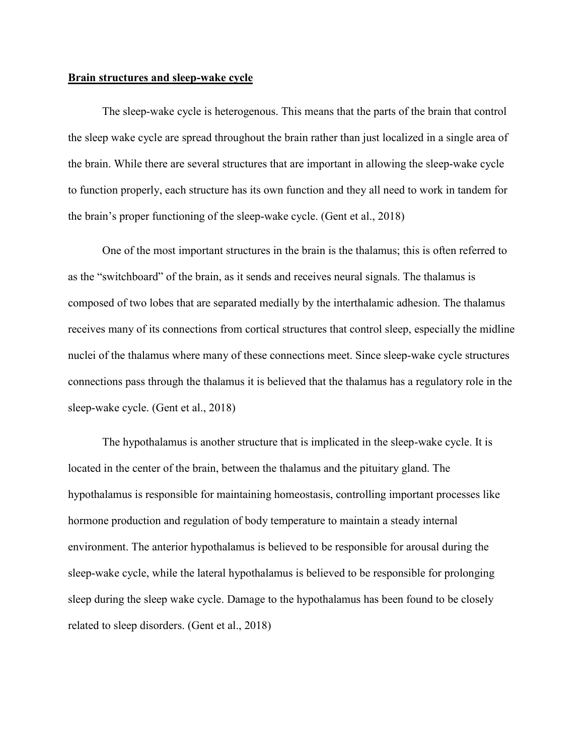**Brain structures and sleep-wake cycle**

The sleep-wake cycle is heterogenous. This means that the parts of the brain that control the sleep wake cycle are spread throughout the brain rather than just localized in a single area of the brain. While there are several structures that are important in allowing the sleep-wake cycle to function properly, each structure has its own function and they all need to work in tandem for the brain's proper functioning of the sleep-wake cycle. (Gent et al., 2018)

One of the most important structures in the brain is the thalamus; this is often referred to as the "switchboard" of the brain, as it sends and receives neural signals. The thalamus is composed of two lobes that are separated medially by the interthalamic adhesion. The thalamus receives many of its connections from cortical structures that control sleep, especially the midline nuclei of the thalamus where many of these connections meet. Since sleep-wake cycle structures connections pass through the thalamus it is believed that the thalamus has a regulatory role in the sleep-wake cycle. (Gent et al., 2018)

The hypothalamus is another structure that is implicated in the sleep-wake cycle. It is located in the center of the brain, between the thalamus and the pituitary gland. The hypothalamus is responsible for maintaining homeostasis, controlling important processes like hormone production and regulation of body temperature to maintain a steady internal environment. The anterior hypothalamus is believed to be responsible for arousal during the sleep-wake cycle, while the lateral hypothalamus is believed to be responsible for prolonging sleep during the sleep wake cycle. Damage to the hypothalamus has been found to be closely related to sleep disorders. (Gent et al., 2018)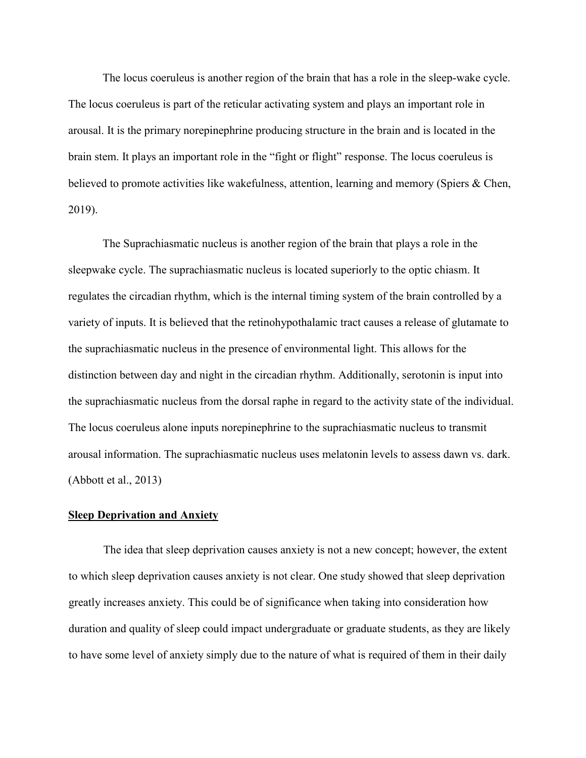The locus coeruleus is another region of the brain that has a role in the sleep-wake cycle. The locus coeruleus is part of the reticular activating system and plays an important role in arousal. It is the primary norepinephrine producing structure in the brain and is located in the brain stem. It plays an important role in the "fight or flight" response. The locus coeruleus is believed to promote activities like wakefulness, attention, learning and memory (Spiers & Chen, 2019).

The Suprachiasmatic nucleus is another region of the brain that plays a role in the sleepwake cycle. The suprachiasmatic nucleus is located superiorly to the optic chiasm. It regulates the circadian rhythm, which is the internal timing system of the brain controlled by a variety of inputs. It is believed that the retinohypothalamic tract causes a release of glutamate to the suprachiasmatic nucleus in the presence of environmental light. This allows for the distinction between day and night in the circadian rhythm. Additionally, serotonin is input into the suprachiasmatic nucleus from the dorsal raphe in regard to the activity state of the individual. The locus coeruleus alone inputs norepinephrine to the suprachiasmatic nucleus to transmit arousal information. The suprachiasmatic nucleus uses melatonin levels to assess dawn vs. dark. (Abbott et al., 2013)

**Sleep Deprivation and Anxiety**

The idea that sleep deprivation causes anxiety is not a new concept; however, the extent to which sleep deprivation causes anxiety is not clear. One study showed that sleep deprivation greatly increases anxiety. This could be of significance when taking into consideration how duration and quality of sleep could impact undergraduate or graduate students, as they are likely to have some level of anxiety simply due to the nature of what is required of them in their daily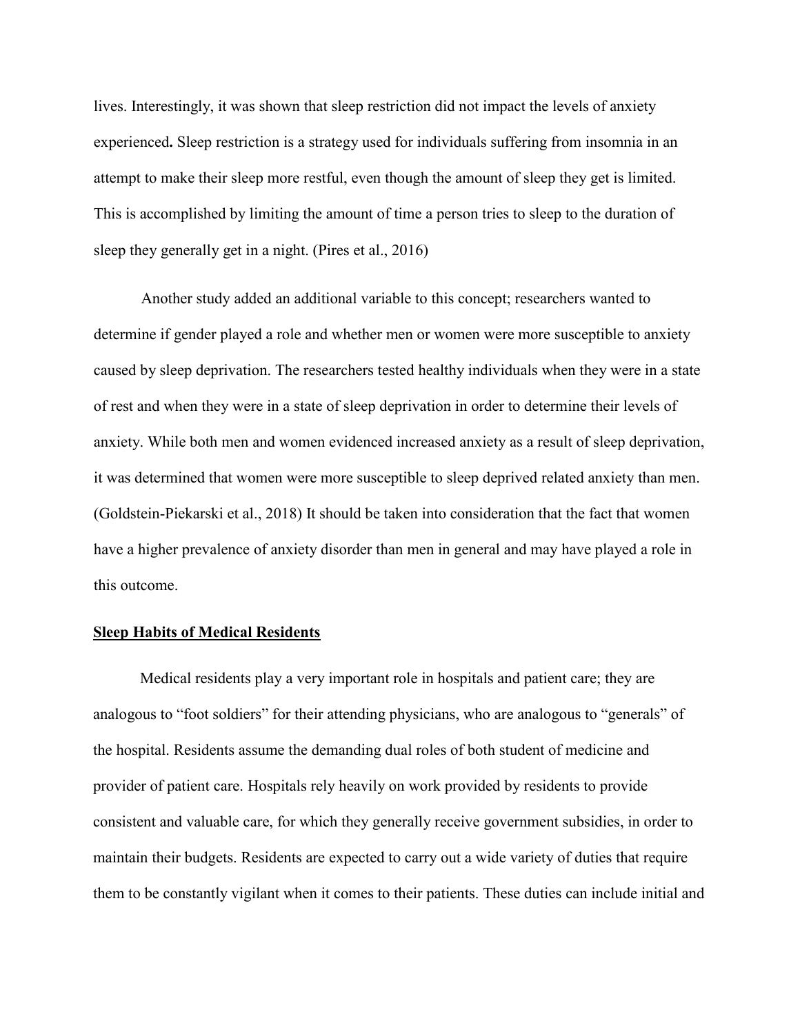lives. Interestingly, it was shown that sleep restriction did not impact the levels of anxiety experienced**.** Sleep restriction is a strategy used for individuals suffering from insomnia in an attempt to make their sleep more restful, even though the amount of sleep they get is limited. This is accomplished by limiting the amount of time a person tries to sleep to the duration of sleep they generally get in a night. (Pires et al., 2016)

Another study added an additional variable to this concept; researchers wanted to determine if gender played a role and whether men or women were more susceptible to anxiety caused by sleep deprivation. The researchers tested healthy individuals when they were in a state of rest and when they were in a state of sleep deprivation in order to determine their levels of anxiety. While both men and women evidenced increased anxiety as a result of sleep deprivation, it was determined that women were more susceptible to sleep deprived related anxiety than men. (Goldstein-Piekarski et al., 2018) It should be taken into consideration that the fact that women have a higher prevalence of anxiety disorder than men in general and may have played a role in this outcome.

## Sleep Habits of Medical Residents

Medical residents play a very important role in hospitals and patient care; they are analogous to "foot soldiers" for their attending physicians, who are analogous to "generals" of the hospital. Residents assume the demanding dual roles of both student of medicine and provider of patient care. Hospitals rely heavily on work provided by residents to provide consistent and valuable care, for which they generally receive government subsidies, in order to maintain their budgets. Residents are expected to carry out a wide variety of duties that require them to be constantly vigilant when it comes to their patients. These duties can include initial and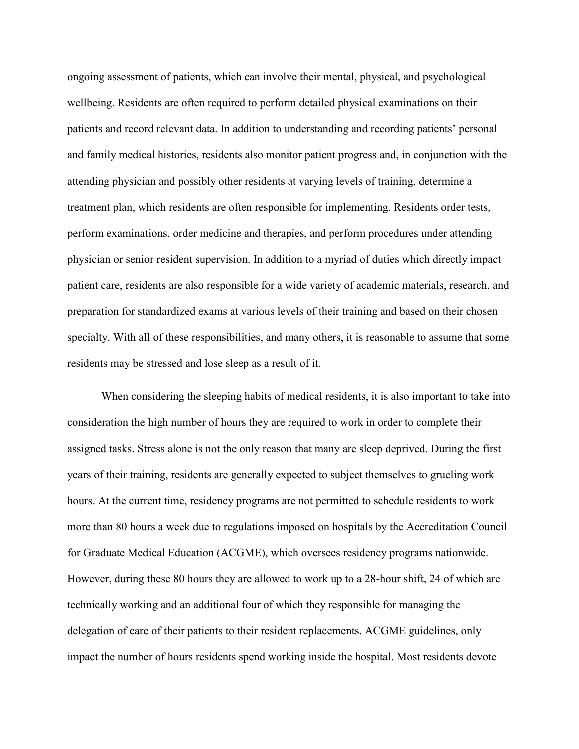ongoing assessment of patients, which can involve their mental, physical, and psychological wellbeing. Residents are often required to perform detailed physical examinations on their patients and record relevant data. In addition to understanding and recording patients' personal and family medical histories, residents also monitor patient progress and, in conjunction with the attending physician and possibly other residents at varying levels of training, determine a treatment plan, which residents are often responsible for implementing. Residents order tests, perform examinations, order medicine and therapies, and perform procedures under attending physician or senior resident supervision. In addition to a myriad of duties which directly impact patient care, residents are also responsible for a wide variety of academic materials, research, and preparation for standardized exams at various levels of their training and based on their chosen specialty. With all of these responsibilities, and many others, it is reasonable to assume that some residents may be stressed and lose sleep as a result of it.

When considering the sleeping habits of medical residents, it is also important to take into consideration the high number of hours they are required to work in order to complete their assigned tasks. Stress alone is not the only reason that many are sleep deprived. During the first years of their training, residents are generally expected to subject themselves to grueling work hours. At the current time, residency programs are not permitted to schedule residents to work more than 80 hours a week due to regulations imposed on hospitals by the Accreditation Council for Graduate Medical Education (ACGME), which oversees residency programs nationwide. However, during these 80 hours they are allowed to work up to a 28-hour shift, 24 of which are technically working and an additional four of which they responsible for managing the delegation of care of their patients to their resident replacements. ACGME guidelines, only impact the number of hours residents spend working inside the hospital. Most residents devote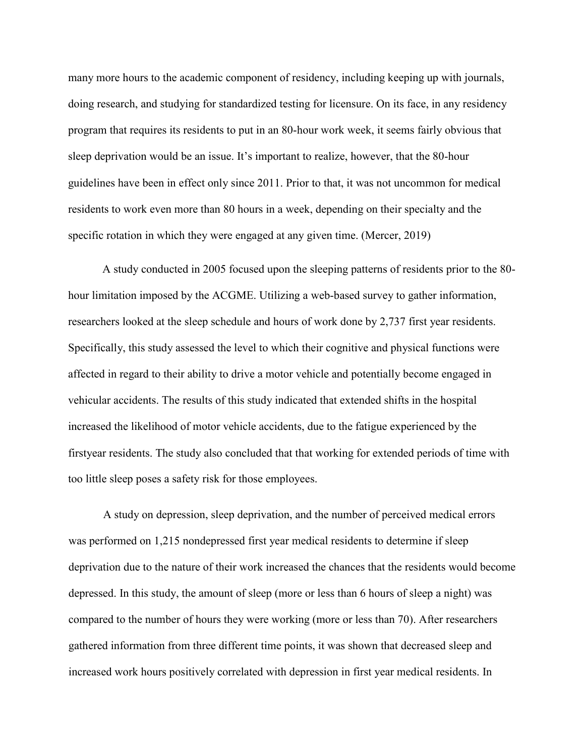many more hours to the academic component of residency, including keeping up with journals, doing research, and studying for standardized testing for licensure. On its face, in any residency program that requires its residents to put in an 80-hour work week, it seems fairly obvious that sleep deprivation would be an issue. It's important to realize, however, that the 80-hour guidelines have been in effect only since 2011. Prior to that, it was not uncommon for medical residents to work even more than 80 hours in a week, depending on their specialty and the specific rotation in which they were engaged at any given time. (Mercer, 2019)

A study conducted in 2005 focused upon the sleeping patterns of residents prior to the 80-hour limitation imposed by the ACGME. Utilizing a web-based survey to gather information, researchers looked at the sleep schedule and hours of work done by 2,737 first year residents. Specifically, this study assessed the level to which their cognitive and physical functions were affected in regard to their ability to drive a motor vehicle and potentially become engaged in vehicular accidents. The results of this study indicated that extended shifts in the hospital increased the likelihood of motor vehicle accidents, due to the fatigue experienced by the firstyear residents. The study also concluded that that working for extended periods of time with too little sleep poses a safety risk for those employees.

A study on depression, sleep deprivation, and the number of perceived medical errors was performed on 1,215 nondepressed first year medical residents to determine if sleep deprivation due to the nature of their work increased the chances that the residents would become depressed. In this study, the amount of sleep (more or less than 6 hours of sleep a night) was compared to the number of hours they were working (more or less than 70). After researchers gathered information from three different time points, it was shown that decreased sleep and increased work hours positively correlated with depression in first year medical residents. In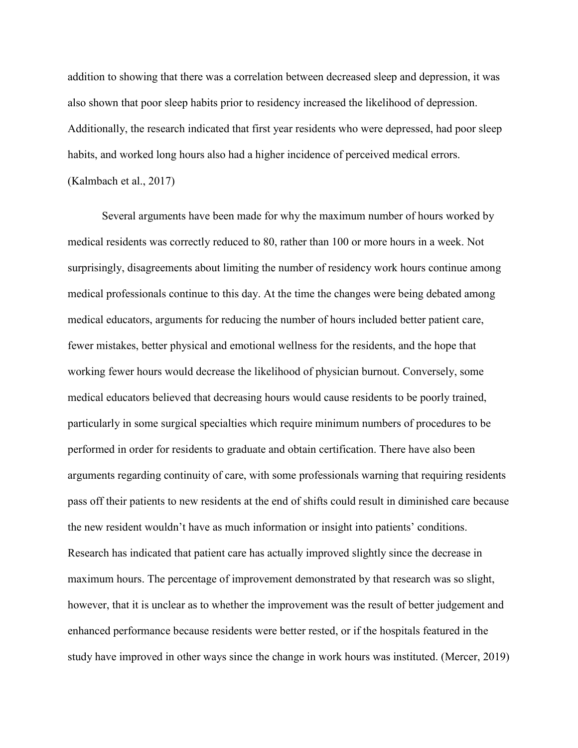addition to showing that there was a correlation between decreased sleep and depression, it was also shown that poor sleep habits prior to residency increased the likelihood of depression. Additionally, the research indicated that first year residents who were depressed, had poor sleep habits, and worked long hours also had a higher incidence of perceived medical errors. (Kalmbach et al., 2017)

Several arguments have been made for why the maximum number of hours worked by medical residents was correctly reduced to 80, rather than 100 or more hours in a week. Not surprisingly, disagreements about limiting the number of residency work hours continue among medical professionals continue to this day. At the time the changes were being debated among medical educators, arguments for reducing the number of hours included better patient care, fewer mistakes, better physical and emotional wellness for the residents, and the hope that working fewer hours would decrease the likelihood of physician burnout. Conversely, some medical educators believed that decreasing hours would cause residents to be poorly trained, particularly in some surgical specialties which require minimum numbers of procedures to be performed in order for residents to graduate and obtain certification. There have also been arguments regarding continuity of care, with some professionals warning that requiring residents pass off their patients to new residents at the end of shifts could result in diminished care because the new resident wouldn't have as much information or insight into patients' conditions. Research has indicated that patient care has actually improved slightly since the decrease in maximum hours. The percentage of improvement demonstrated by that research was so slight, however, that it is unclear as to whether the improvement was the result of better judgement and enhanced performance because residents were better rested, or if the hospitals featured in the study have improved in other ways since the change in work hours was instituted. (Mercer, 2019)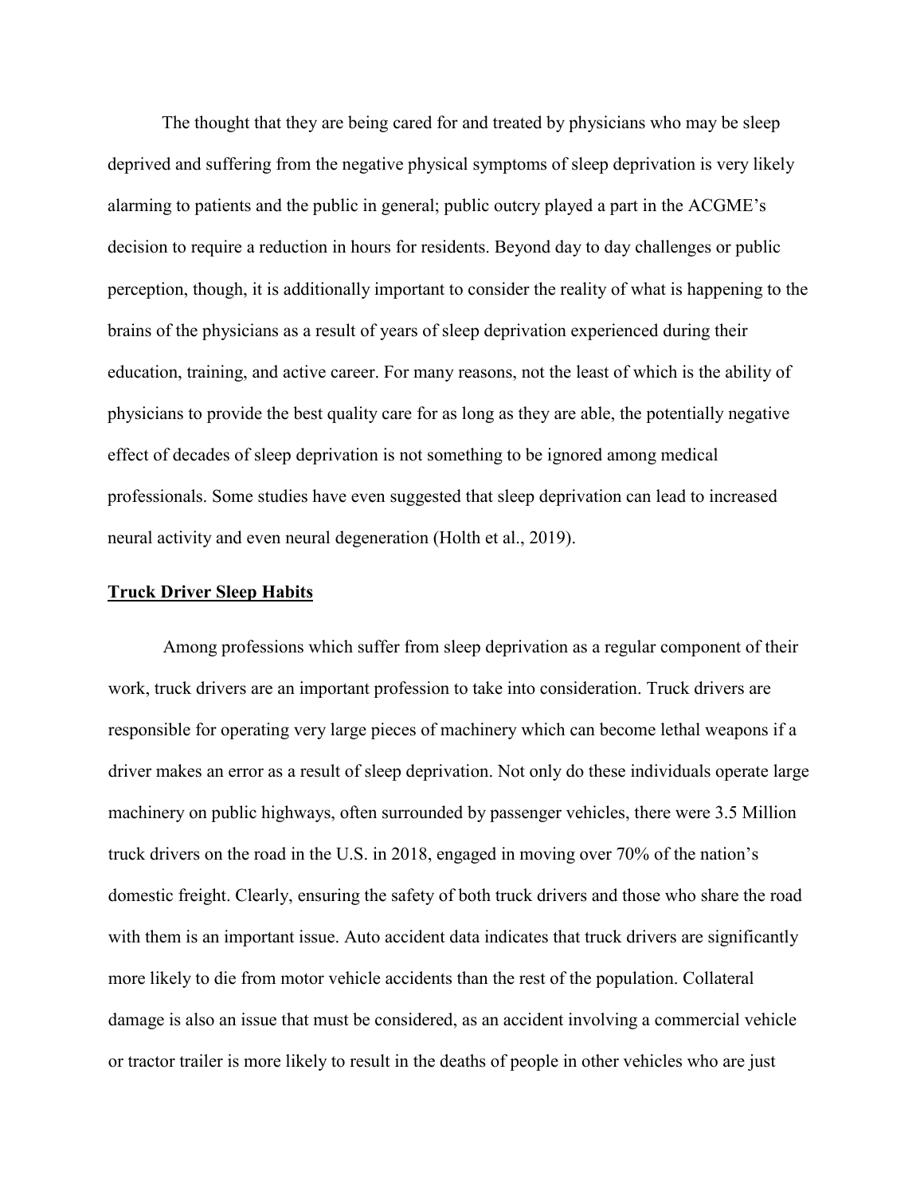The thought that they are being cared for and treated by physicians who may be sleep deprived and suffering from the negative physical symptoms of sleep deprivation is very likely alarming to patients and the public in general; public outcry played a part in the ACGME's decision to require a reduction in hours for residents. Beyond day to day challenges or public perception, though, it is additionally important to consider the reality of what is happening to the brains of the physicians as a result of years of sleep deprivation experienced during their education, training, and active career. For many reasons, not the least of which is the ability of physicians to provide the best quality care for as long as they are able, the potentially negative effect of decades of sleep deprivation is not something to be ignored among medical professionals. Some studies have even suggested that sleep deprivation can lead to increased neural activity and even neural degeneration (Holth et al., 2019).

## **<u>Truck Driver Sleep Habits</u>**

Among professions which suffer from sleep deprivation as a regular component of their work, truck drivers are an important profession to take into consideration. Truck drivers are responsible for operating very large pieces of machinery which can become lethal weapons if a driver makes an error as a result of sleep deprivation. Not only do these individuals operate large machinery on public highways, often surrounded by passenger vehicles, there were 3.5 Million truck drivers on the road in the U.S. in 2018, engaged in moving over 70% of the nation's domestic freight. Clearly, ensuring the safety of both truck drivers and those who share the road with them is an important issue. Auto accident data indicates that truck drivers are significantly more likely to die from motor vehicle accidents than the rest of the population. Collateral damage is also an issue that must be considered, as an accident involving a commercial vehicle or tractor trailer is more likely to result in the deaths of people in other vehicles who are just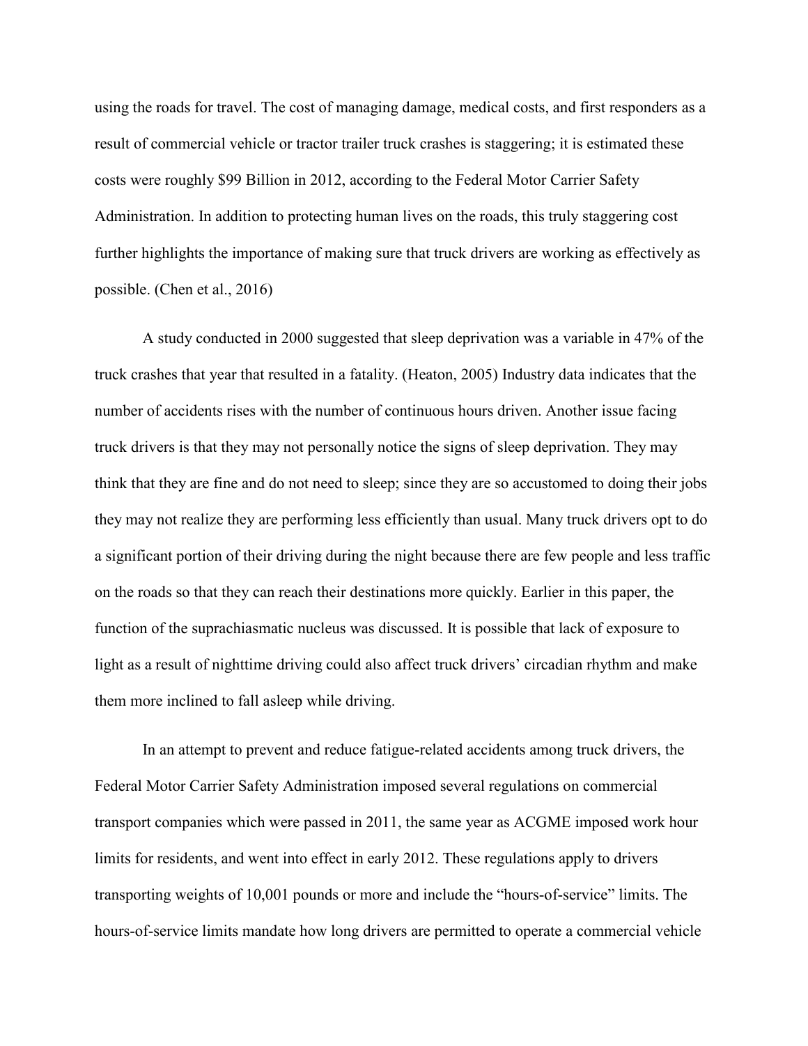using the roads for travel. The cost of managing damage, medical costs, and first responders as a result of commercial vehicle or tractor trailer truck crashes is staggering; it is estimated these costs were roughly $99 Billion in 2012, according to the Federal Motor Carrier Safety Administration. In addition to protecting human lives on the roads, this truly staggering cost further highlights the importance of making sure that truck drivers are working as effectively as possible. (Chen et al., 2016)

A study conducted in 2000 suggested that sleep deprivation was a variable in 47% of the truck crashes that year that resulted in a fatality. (Heaton, 2005) Industry data indicates that the number of accidents rises with the number of continuous hours driven. Another issue facing truck drivers is that they may not personally notice the signs of sleep deprivation. They may think that they are fine and do not need to sleep; since they are so accustomed to doing their jobs they may not realize they are performing less efficiently than usual. Many truck drivers opt to do a significant portion of their driving during the night because there are few people and less traffic on the roads so that they can reach their destinations more quickly. Earlier in this paper, the function of the suprachiasmatic nucleus was discussed. It is possible that lack of exposure to light as a result of nighttime driving could also affect truck drivers' circadian rhythm and make them more inclined to fall asleep while driving.

In an attempt to prevent and reduce fatigue-related accidents among truck drivers, the Federal Motor Carrier Safety Administration imposed several regulations on commercial transport companies which were passed in 2011, the same year as ACGME imposed work hour limits for residents, and went into effect in early 2012. These regulations apply to drivers transporting weights of 10,001 pounds or more and include the "hours-of-service" limits. The hours-of-service limits mandate how long drivers are permitted to operate a commercial vehicle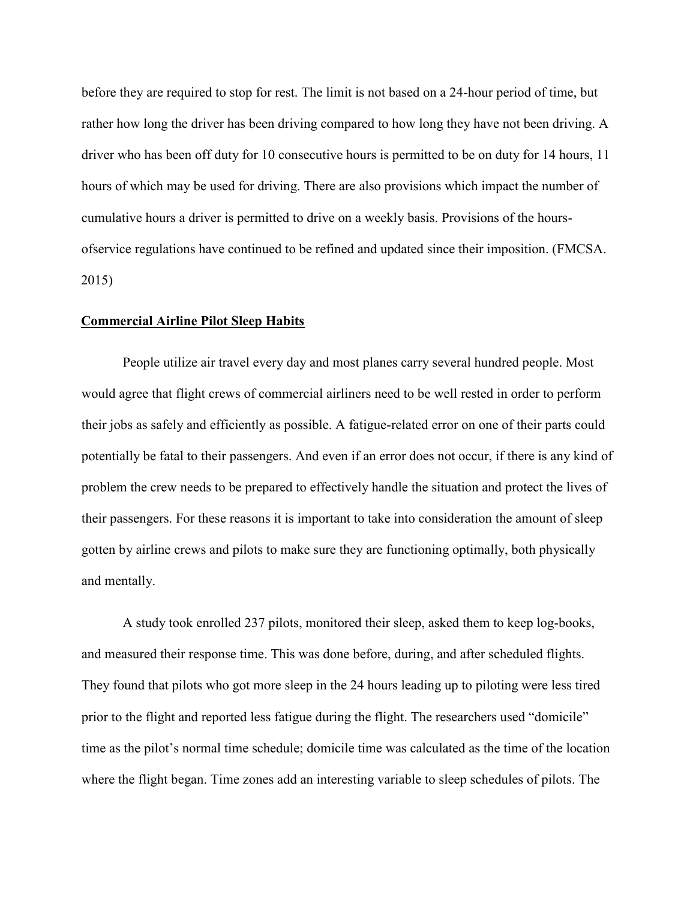before they are required to stop for rest. The limit is not based on a 24-hour period of time, but rather how long the driver has been driving compared to how long they have not been driving. A driver who has been off duty for 10 consecutive hours is permitted to be on duty for 14 hours, 11 hours of which may be used for driving. There are also provisions which impact the number of cumulative hours a driver is permitted to drive on a weekly basis. Provisions of the hours-ofservice regulations have continued to be refined and updated since their imposition. (FMCSA. 2015)

## **<u>Commercial Airline Pilot Sleep Habits</u>**

People utilize air travel every day and most planes carry several hundred people. Most would agree that flight crews of commercial airliners need to be well rested in order to perform their jobs as safely and efficiently as possible. A fatigue-related error on one of their parts could potentially be fatal to their passengers. And even if an error does not occur, if there is any kind of problem the crew needs to be prepared to effectively handle the situation and protect the lives of their passengers. For these reasons it is important to take into consideration the amount of sleep gotten by airline crews and pilots to make sure they are functioning optimally, both physically and mentally.

A study took enrolled 237 pilots, monitored their sleep, asked them to keep log-books, and measured their response time. This was done before, during, and after scheduled flights. They found that pilots who got more sleep in the 24 hours leading up to piloting were less tired prior to the flight and reported less fatigue during the flight. The researchers used "domicile" time as the pilot's normal time schedule; domicile time was calculated as the time of the location where the flight began. Time zones add an interesting variable to sleep schedules of pilots. The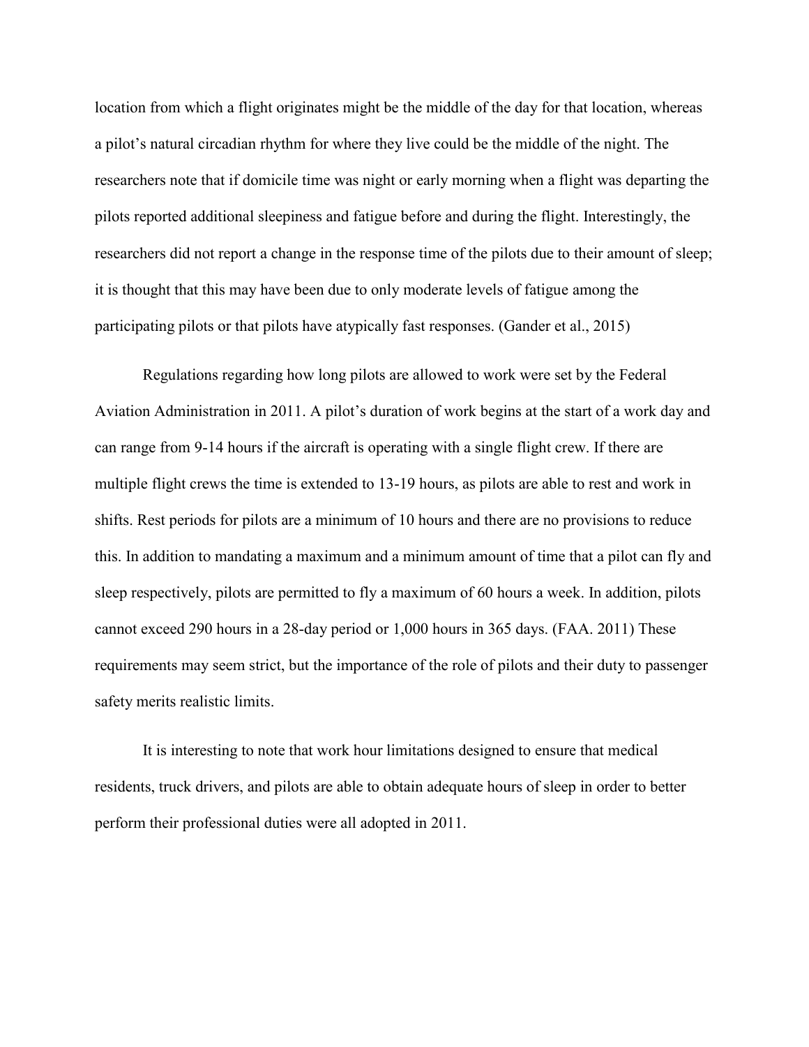location from which a flight originates might be the middle of the day for that location, whereas a pilot's natural circadian rhythm for where they live could be the middle of the night. The researchers note that if domicile time was night or early morning when a flight was departing the pilots reported additional sleepiness and fatigue before and during the flight. Interestingly, the researchers did not report a change in the response time of the pilots due to their amount of sleep; it is thought that this may have been due to only moderate levels of fatigue among the participating pilots or that pilots have atypically fast responses. (Gander et al., 2015)

Regulations regarding how long pilots are allowed to work were set by the Federal Aviation Administration in 2011. A pilot's duration of work begins at the start of a work day and can range from 9-14 hours if the aircraft is operating with a single flight crew. If there are multiple flight crews the time is extended to 13-19 hours, as pilots are able to rest and work in shifts. Rest periods for pilots are a minimum of 10 hours and there are no provisions to reduce this. In addition to mandating a maximum and a minimum amount of time that a pilot can fly and sleep respectively, pilots are permitted to fly a maximum of 60 hours a week. In addition, pilots cannot exceed 290 hours in a 28-day period or 1,000 hours in 365 days. (FAA. 2011) These requirements may seem strict, but the importance of the role of pilots and their duty to passenger safety merits realistic limits.

It is interesting to note that work hour limitations designed to ensure that medical residents, truck drivers, and pilots are able to obtain adequate hours of sleep in order to better perform their professional duties were all adopted in 2011.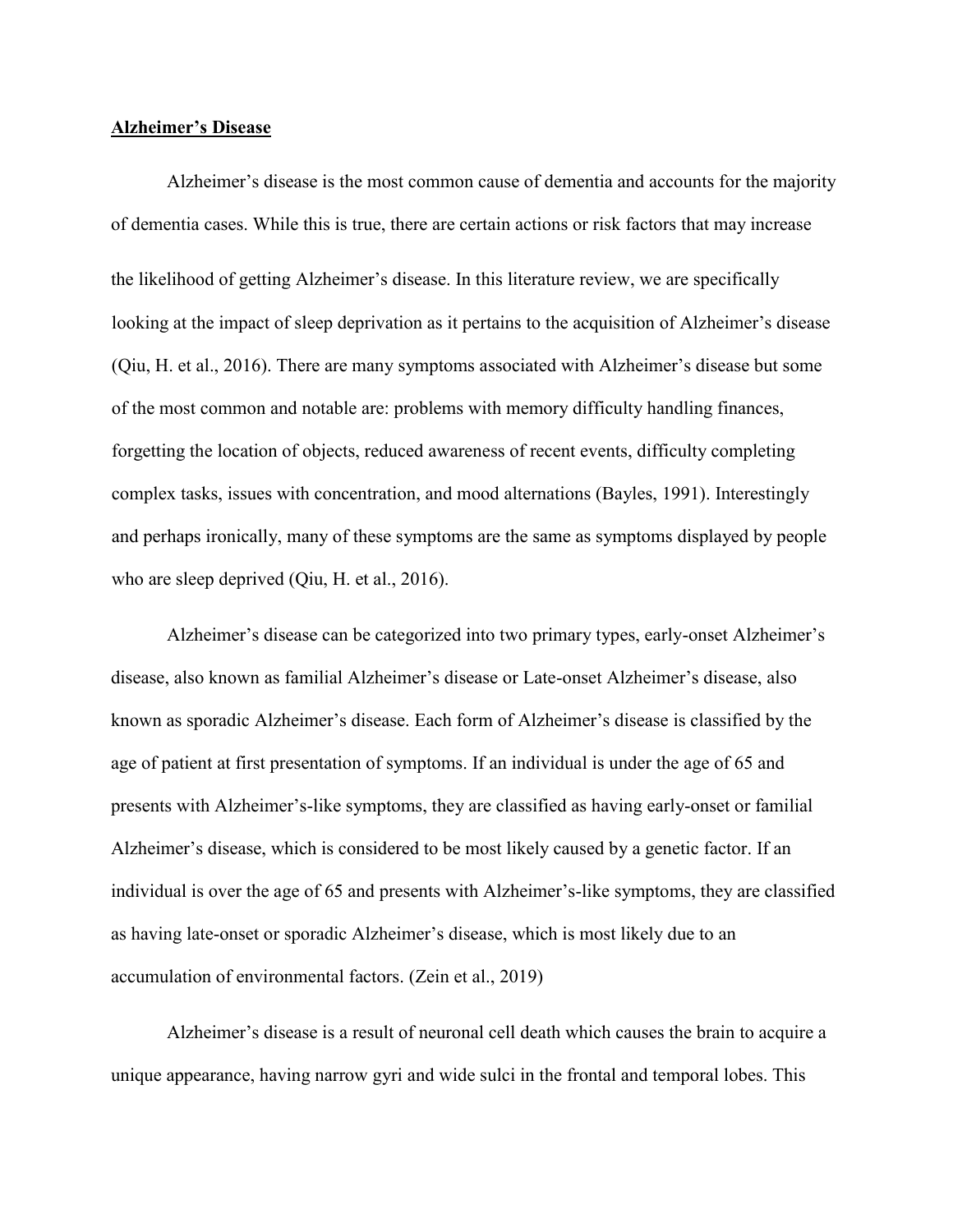<u>**Alzheimer's Disease**</u>

Alzheimer's disease is the most common cause of dementia and accounts for the majority of dementia cases. While this is true, there are certain actions or risk factors that may increase the likelihood of getting Alzheimer's disease. In this literature review, we are specifically looking at the impact of sleep deprivation as it pertains to the acquisition of Alzheimer's disease (Qiu, H. et al., 2016). There are many symptoms associated with Alzheimer's disease but some of the most common and notable are: problems with memory difficulty handling finances, forgetting the location of objects, reduced awareness of recent events, difficulty completing complex tasks, issues with concentration, and mood alternations (Bayles, 1991). Interestingly and perhaps ironically, many of these symptoms are the same as symptoms displayed by people who are sleep deprived (Qiu, H. et al., 2016).

Alzheimer's disease can be categorized into two primary types, early-onset Alzheimer's disease, also known as familial Alzheimer's disease or Late-onset Alzheimer's disease, also known as sporadic Alzheimer's disease. Each form of Alzheimer's disease is classified by the age of patient at first presentation of symptoms. If an individual is under the age of 65 and presents with Alzheimer's-like symptoms, they are classified as having early-onset or familial Alzheimer's disease, which is considered to be most likely caused by a genetic factor. If an individual is over the age of 65 and presents with Alzheimer's-like symptoms, they are classified as having late-onset or sporadic Alzheimer's disease, which is most likely due to an accumulation of environmental factors. (Zein et al., 2019)

Alzheimer's disease is a result of neuronal cell death which causes the brain to acquire a unique appearance, having narrow gyri and wide sulci in the frontal and temporal lobes. This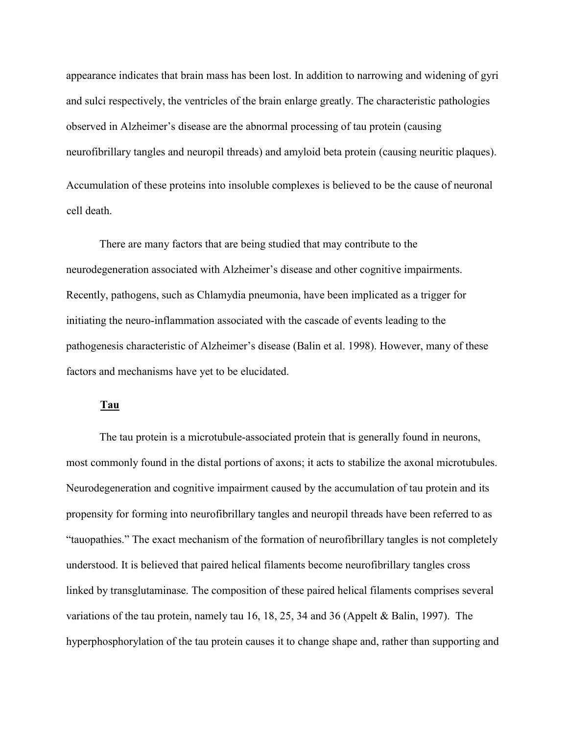appearance indicates that brain mass has been lost. In addition to narrowing and widening of gyri and sulci respectively, the ventricles of the brain enlarge greatly. The characteristic pathologies observed in Alzheimer's disease are the abnormal processing of tau protein (causing neurofibrillary tangles and neuropil threads) and amyloid beta protein (causing neuritic plaques). Accumulation of these proteins into insoluble complexes is believed to be the cause of neuronal cell death.

There are many factors that are being studied that may contribute to the neurodegeneration associated with Alzheimer's disease and other cognitive impairments. Recently, pathogens, such as Chlamydia pneumonia, have been implicated as a trigger for initiating the neuro-inflammation associated with the cascade of events leading to the pathogenesis characteristic of Alzheimer's disease (Balin et al. 1998). However, many of these factors and mechanisms have yet to be elucidated.

**Tau**

The tau protein is a microtubule-associated protein that is generally found in neurons, most commonly found in the distal portions of axons; it acts to stabilize the axonal microtubules. Neurodegeneration and cognitive impairment caused by the accumulation of tau protein and its propensity for forming into neurofibrillary tangles and neuropil threads have been referred to as "tauopathies." The exact mechanism of the formation of neurofibrillary tangles is not completely understood. It is believed that paired helical filaments become neurofibrillary tangles cross linked by transglutaminase. The composition of these paired helical filaments comprises several variations of the tau protein, namely tau 16, 18, 25, 34 and 36 (Appelt & Balin, 1997). The hyperphosphorylation of the tau protein causes it to change shape and, rather than supporting and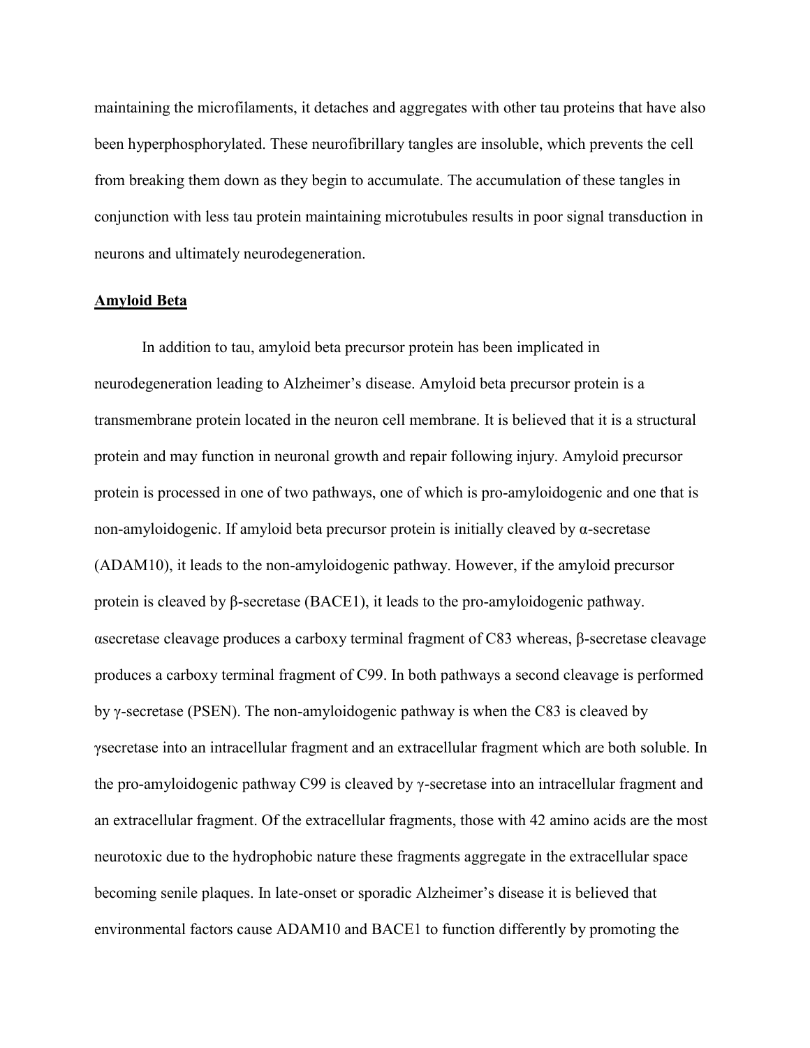maintaining the microfilaments, it detaches and aggregates with other tau proteins that have also been hyperphosphorylated. These neurofibrillary tangles are insoluble, which prevents the cell from breaking them down as they begin to accumulate. The accumulation of these tangles in conjunction with less tau protein maintaining microtubules results in poor signal transduction in neurons and ultimately neurodegeneration.

## Amyloid Beta

In addition to tau, amyloid beta precursor protein has been implicated in neurodegeneration leading to Alzheimer's disease. Amyloid beta precursor protein is a transmembrane protein located in the neuron cell membrane. It is believed that it is a structural protein and may function in neuronal growth and repair following injury. Amyloid precursor protein is processed in one of two pathways, one of which is pro-amyloidogenic and one that is non-amyloidogenic. If amyloid beta precursor protein is initially cleaved by α-secretase (ADAM10), it leads to the non-amyloidogenic pathway. However, if the amyloid precursor protein is cleaved by β-secretase (BACE1), it leads to the pro-amyloidogenic pathway. αsecretase cleavage produces a carboxy terminal fragment of C83 whereas, β-secretase cleavage produces a carboxy terminal fragment of C99. In both pathways a second cleavage is performed by γ-secretase (PSEN). The non-amyloidogenic pathway is when the C83 is cleaved by γsecretase into an intracellular fragment and an extracellular fragment which are both soluble. In the pro-amyloidogenic pathway C99 is cleaved by γ-secretase into an intracellular fragment and an extracellular fragment. Of the extracellular fragments, those with 42 amino acids are the most neurotoxic due to the hydrophobic nature these fragments aggregate in the extracellular space becoming senile plaques. In late-onset or sporadic Alzheimer's disease it is believed that environmental factors cause ADAM10 and BACE1 to function differently by promoting the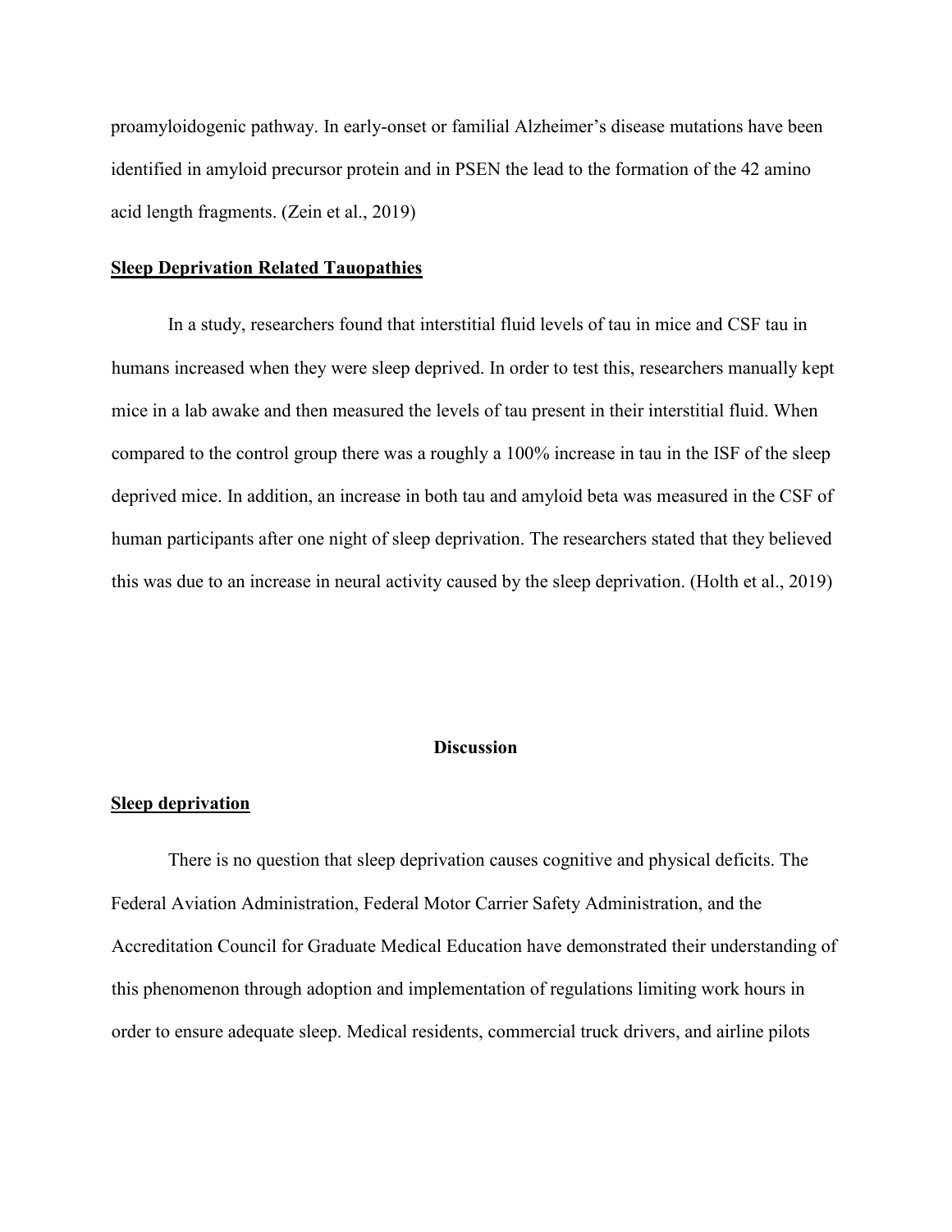proamyloidogenic pathway. In early-onset or familial Alzheimer's disease mutations have been identified in amyloid precursor protein and in PSEN the lead to the formation of the 42 amino acid length fragments. (Zein et al., 2019)

### <u>Sleep Deprivation Related Tauopathies</u>

In a study, researchers found that interstitial fluid levels of tau in mice and CSF tau in humans increased when they were sleep deprived. In order to test this, researchers manually kept mice in a lab awake and then measured the levels of tau present in their interstitial fluid. When compared to the control group there was a roughly a 100% increase in tau in the ISF of the sleep deprived mice. In addition, an increase in both tau and amyloid beta was measured in the CSF of human participants after one night of sleep deprivation. The researchers stated that they believed this was due to an increase in neural activity caused by the sleep deprivation. (Holth et al., 2019)

## Discussion

### <u>Sleep deprivation</u>

There is no question that sleep deprivation causes cognitive and physical deficits. The Federal Aviation Administration, Federal Motor Carrier Safety Administration, and the Accreditation Council for Graduate Medical Education have demonstrated their understanding of this phenomenon through adoption and implementation of regulations limiting work hours in order to ensure adequate sleep. Medical residents, commercial truck drivers, and airline pilots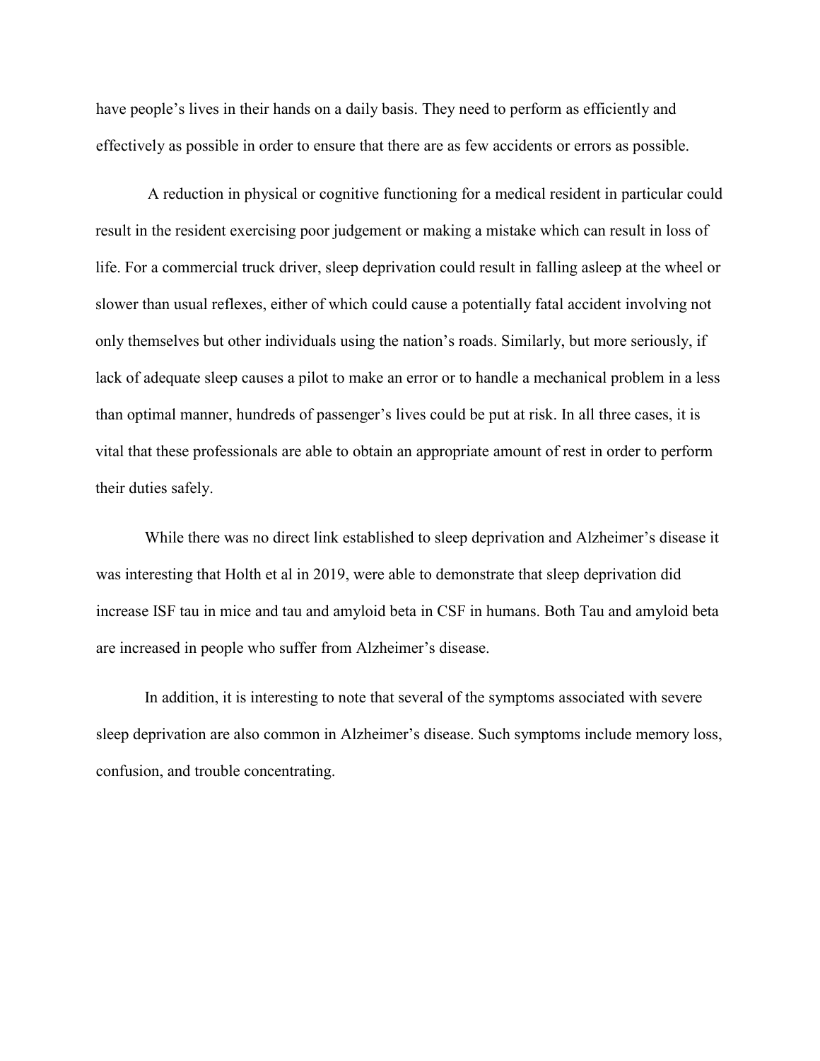have people's lives in their hands on a daily basis. They need to perform as efficiently and effectively as possible in order to ensure that there are as few accidents or errors as possible.

A reduction in physical or cognitive functioning for a medical resident in particular could result in the resident exercising poor judgement or making a mistake which can result in loss of life. For a commercial truck driver, sleep deprivation could result in falling asleep at the wheel or slower than usual reflexes, either of which could cause a potentially fatal accident involving not only themselves but other individuals using the nation's roads. Similarly, but more seriously, if lack of adequate sleep causes a pilot to make an error or to handle a mechanical problem in a less than optimal manner, hundreds of passenger's lives could be put at risk. In all three cases, it is vital that these professionals are able to obtain an appropriate amount of rest in order to perform their duties safely.

While there was no direct link established to sleep deprivation and Alzheimer's disease it was interesting that Holth et al in 2019, were able to demonstrate that sleep deprivation did increase ISF tau in mice and tau and amyloid beta in CSF in humans. Both Tau and amyloid beta are increased in people who suffer from Alzheimer's disease.

In addition, it is interesting to note that several of the symptoms associated with severe sleep deprivation are also common in Alzheimer's disease. Such symptoms include memory loss, confusion, and trouble concentrating.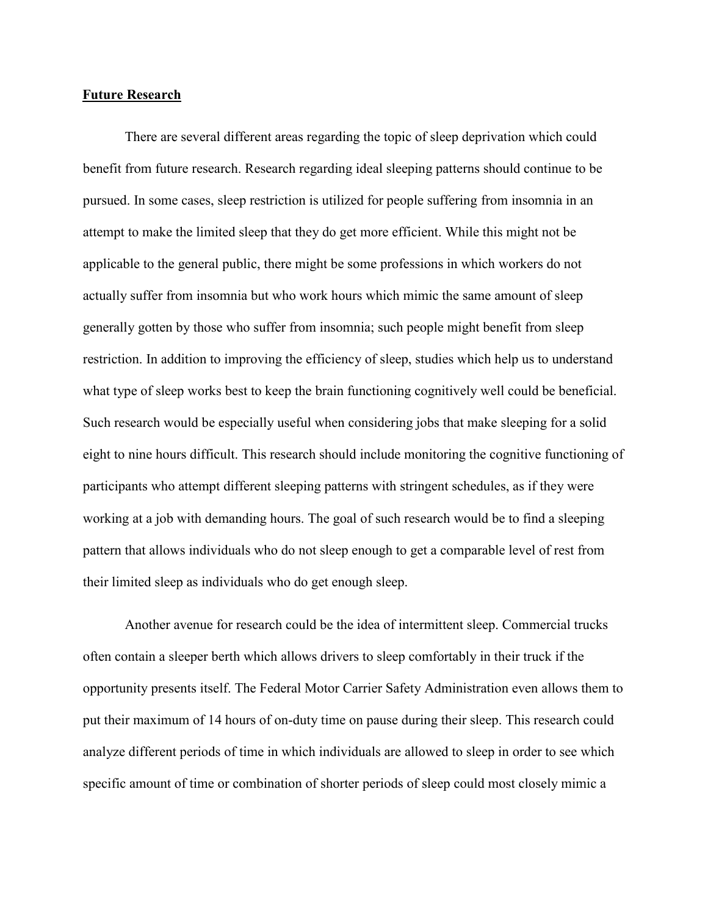## **Future Research**

There are several different areas regarding the topic of sleep deprivation which could benefit from future research. Research regarding ideal sleeping patterns should continue to be pursued. In some cases, sleep restriction is utilized for people suffering from insomnia in an attempt to make the limited sleep that they do get more efficient. While this might not be applicable to the general public, there might be some professions in which workers do not actually suffer from insomnia but who work hours which mimic the same amount of sleep generally gotten by those who suffer from insomnia; such people might benefit from sleep restriction. In addition to improving the efficiency of sleep, studies which help us to understand what type of sleep works best to keep the brain functioning cognitively well could be beneficial. Such research would be especially useful when considering jobs that make sleeping for a solid eight to nine hours difficult. This research should include monitoring the cognitive functioning of participants who attempt different sleeping patterns with stringent schedules, as if they were working at a job with demanding hours. The goal of such research would be to find a sleeping pattern that allows individuals who do not sleep enough to get a comparable level of rest from their limited sleep as individuals who do get enough sleep.

Another avenue for research could be the idea of intermittent sleep. Commercial trucks often contain a sleeper berth which allows drivers to sleep comfortably in their truck if the opportunity presents itself. The Federal Motor Carrier Safety Administration even allows them to put their maximum of 14 hours of on-duty time on pause during their sleep. This research could analyze different periods of time in which individuals are allowed to sleep in order to see which specific amount of time or combination of shorter periods of sleep could most closely mimic a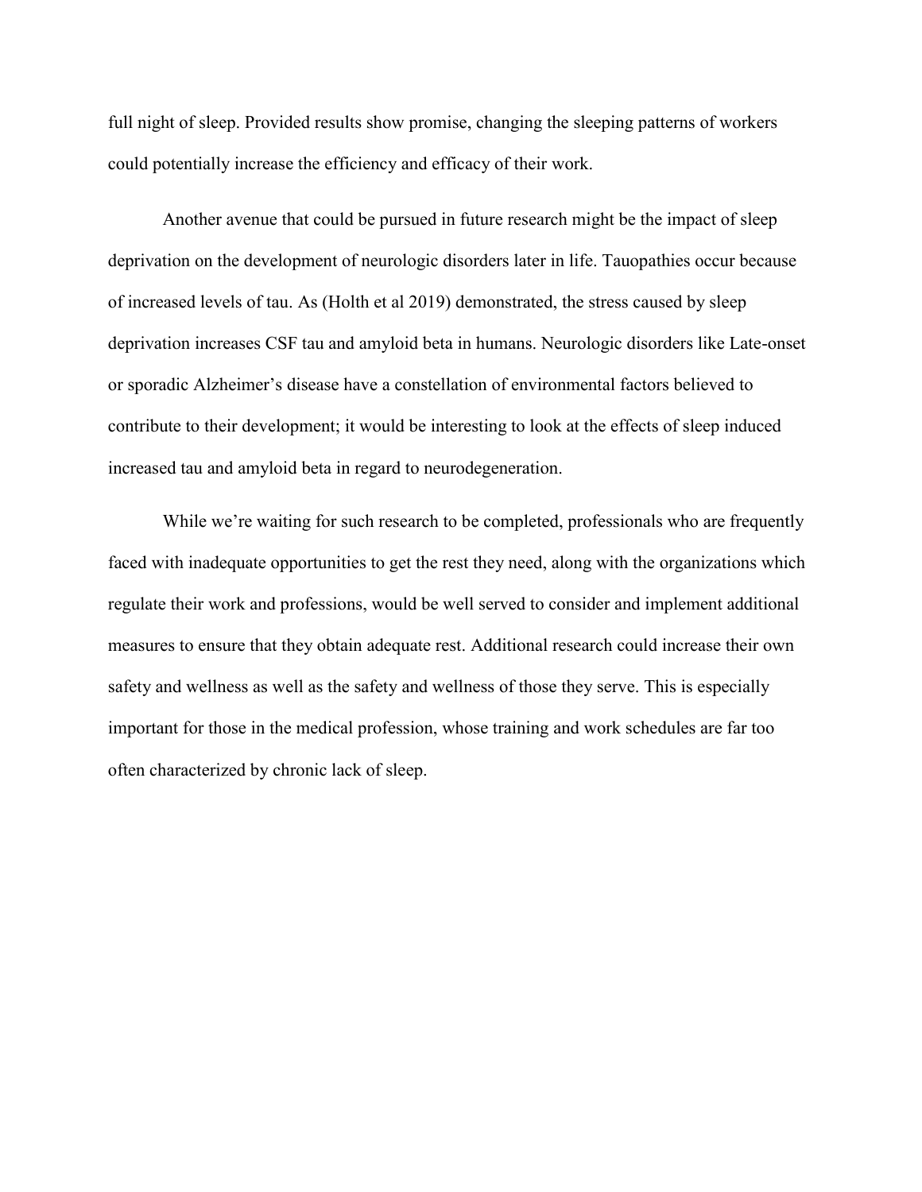full night of sleep. Provided results show promise, changing the sleeping patterns of workers could potentially increase the efficiency and efficacy of their work.

Another avenue that could be pursued in future research might be the impact of sleep deprivation on the development of neurologic disorders later in life. Tauopathies occur because of increased levels of tau. As (Holth et al 2019) demonstrated, the stress caused by sleep deprivation increases CSF tau and amyloid beta in humans. Neurologic disorders like Late-onset or sporadic Alzheimer's disease have a constellation of environmental factors believed to contribute to their development; it would be interesting to look at the effects of sleep induced increased tau and amyloid beta in regard to neurodegeneration.

While we're waiting for such research to be completed, professionals who are frequently faced with inadequate opportunities to get the rest they need, along with the organizations which regulate their work and professions, would be well served to consider and implement additional measures to ensure that they obtain adequate rest. Additional research could increase their own safety and wellness as well as the safety and wellness of those they serve. This is especially important for those in the medical profession, whose training and work schedules are far too often characterized by chronic lack of sleep.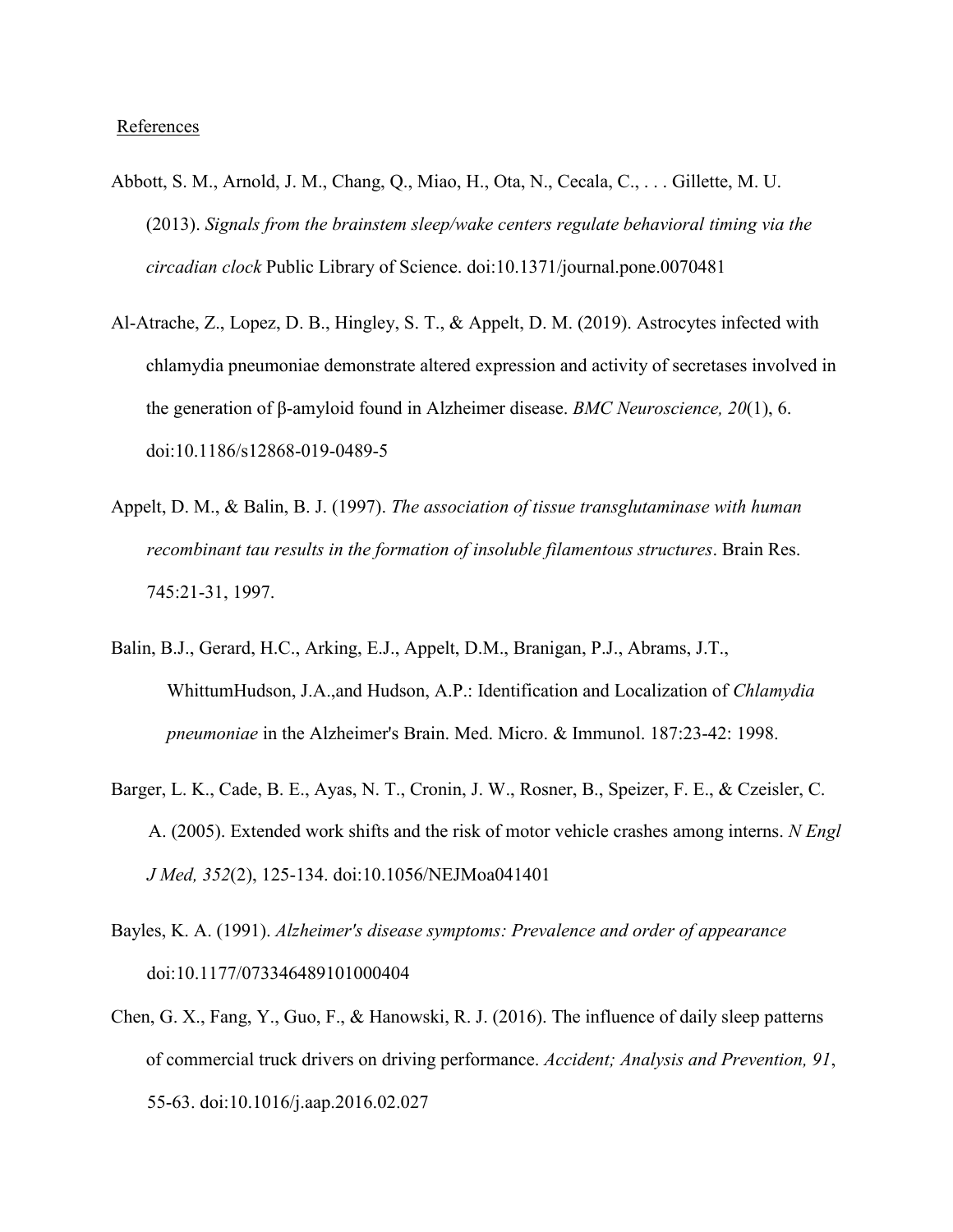References

Abbott, S. M., Arnold, J. M., Chang, Q., Miao, H., Ota, N., Cecala, C., . . . Gillette, M. U. (2013). *Signals from the brainstem sleep/wake centers regulate behavioral timing via the circadian clock* Public Library of Science. doi:10.1371/journal.pone.0070481

Al-Atrache, Z., Lopez, D. B., Hingley, S. T., & Appelt, D. M. (2019). Astrocytes infected with chlamydia pneumoniae demonstrate altered expression and activity of secretases involved in the generation of β-amyloid found in Alzheimer disease. *BMC Neuroscience, 20*(1), 6. doi:10.1186/s12868-019-0489-5

Appelt, D. M., & Balin, B. J. (1997). *The association of tissue transglutaminase with human recombinant tau results in the formation of insoluble filamentous structures*. Brain Res. 745:21-31, 1997.

Balin, B.J., Gerard, H.C., Arking, E.J., Appelt, D.M., Branigan, P.J., Abrams, J.T., WhittumHudson, J.A.,and Hudson, A.P.: Identification and Localization of *Chlamydia pneumoniae* in the Alzheimer's Brain. Med. Micro. & Immunol. 187:23-42: 1998.

Barger, L. K., Cade, B. E., Ayas, N. T., Cronin, J. W., Rosner, B., Speizer, F. E., & Czeisler, C. A. (2005). Extended work shifts and the risk of motor vehicle crashes among interns. *N Engl J Med, 352*(2), 125-134. doi:10.1056/NEJMoa041401

Bayles, K. A. (1991). *Alzheimer's disease symptoms: Prevalence and order of appearance* doi:10.1177/073346489101000404

Chen, G. X., Fang, Y., Guo, F., & Hanowski, R. J. (2016). The influence of daily sleep patterns of commercial truck drivers on driving performance. *Accident; Analysis and Prevention, 91*, 55-63. doi:10.1016/j.aap.2016.02.027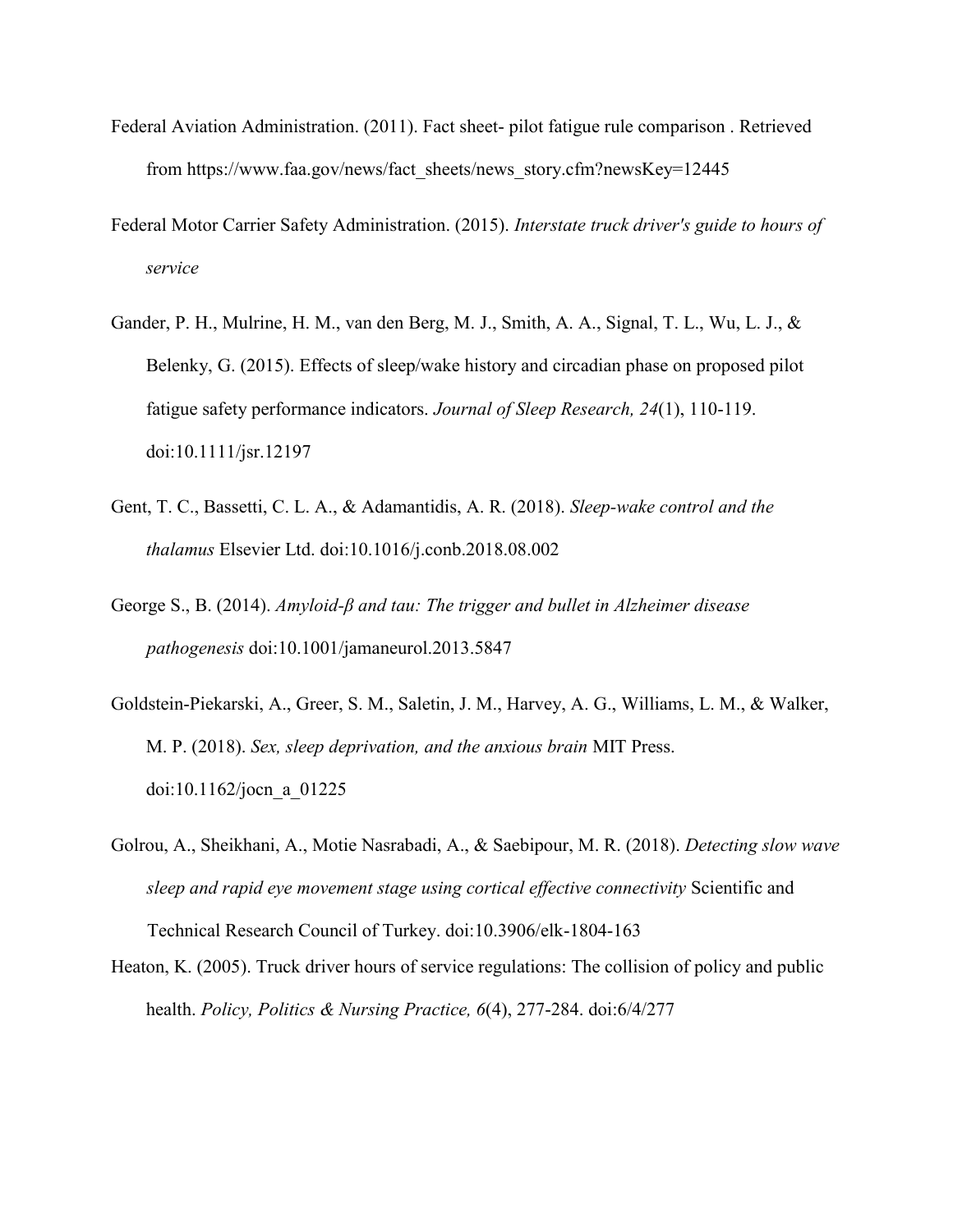Federal Aviation Administration. (2011). Fact sheet- pilot fatigue rule comparison . Retrieved from https://www.faa.gov/news/fact_sheets/news_story.cfm?newsKey=12445

Federal Motor Carrier Safety Administration. (2015). *Interstate truck driver's guide to hours of service*

Gander, P. H., Mulrine, H. M., van den Berg, M. J., Smith, A. A., Signal, T. L., Wu, L. J., & Belenky, G. (2015). Effects of sleep/wake history and circadian phase on proposed pilot fatigue safety performance indicators. *Journal of Sleep Research, 24*(1), 110-119. doi:10.1111/jsr.12197

Gent, T. C., Bassetti, C. L. A., & Adamantidis, A. R. (2018). *Sleep-wake control and the thalamus* Elsevier Ltd. doi:10.1016/j.conb.2018.08.002

George S., B. (2014). *Amyloid-β and tau: The trigger and bullet in Alzheimer disease pathogenesis* doi:10.1001/jamaneurol.2013.5847

Goldstein-Piekarski, A., Greer, S. M., Saletin, J. M., Harvey, A. G., Williams, L. M., & Walker, M. P. (2018). *Sex, sleep deprivation, and the anxious brain* MIT Press. doi:10.1162/jocn_a_01225

Golrou, A., Sheikhani, A., Motie Nasrabadi, A., & Saebipour, M. R. (2018). *Detecting slow wave sleep and rapid eye movement stage using cortical effective connectivity* Scientific and Technical Research Council of Turkey. doi:10.3906/elk-1804-163

Heaton, K. (2005). Truck driver hours of service regulations: The collision of policy and public health. *Policy, Politics & Nursing Practice, 6*(4), 277-284. doi:6/4/277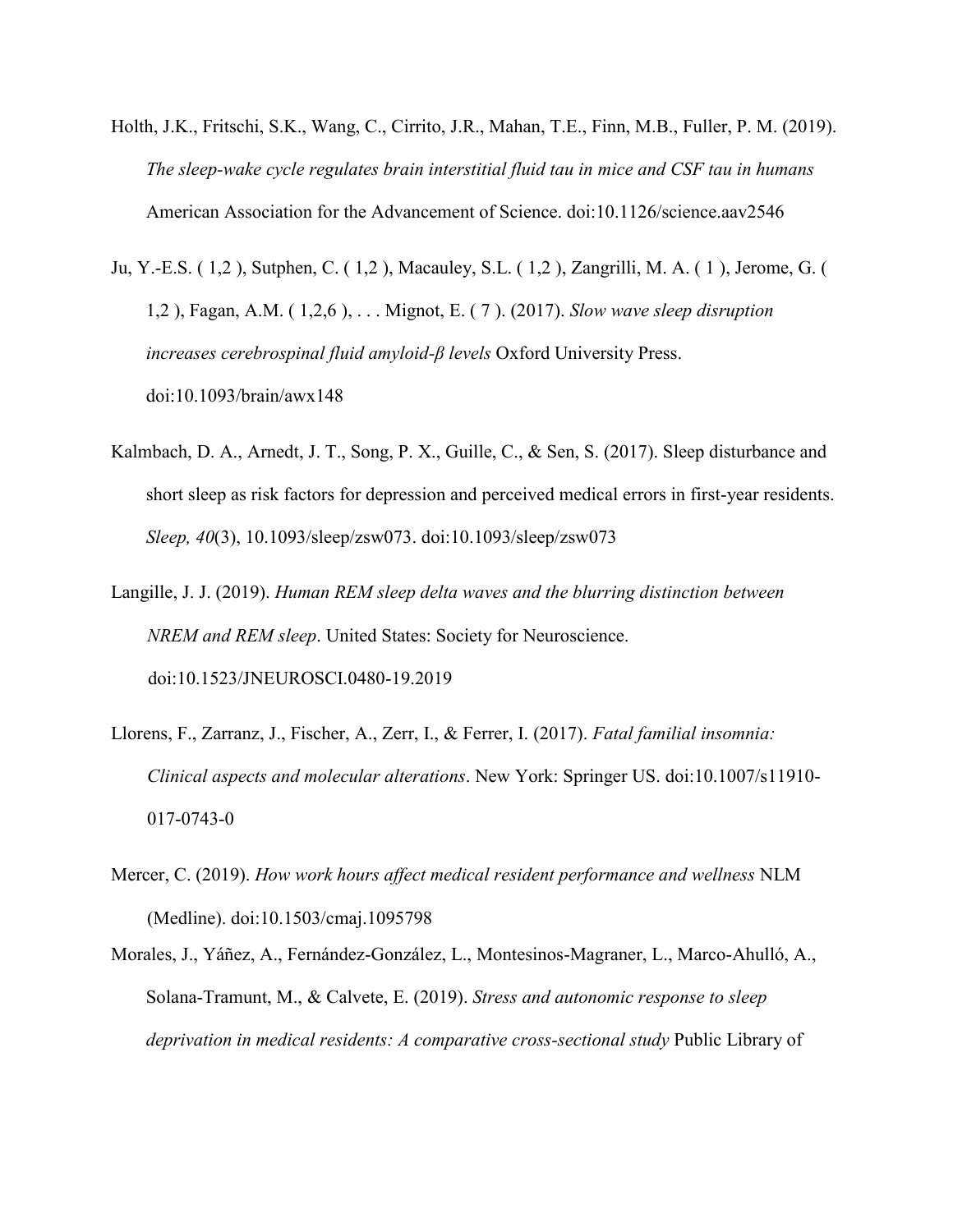Holth, J.K., Fritschi, S.K., Wang, C., Cirrito, J.R., Mahan, T.E., Finn, M.B., Fuller, P. M. (2019). *The sleep-wake cycle regulates brain interstitial fluid tau in mice and CSF tau in humans* American Association for the Advancement of Science. doi:10.1126/science.aav2546

Ju, Y.-E.S. ( 1,2 ), Sutphen, C. ( 1,2 ), Macauley, S.L. ( 1,2 ), Zangrilli, M. A. ( 1 ), Jerome, G. ( 1,2 ), Fagan, A.M. ( 1,2,6 ), . . . Mignot, E. ( 7 ). (2017). *Slow wave sleep disruption increases cerebrospinal fluid amyloid-β levels* Oxford University Press. doi:10.1093/brain/awx148

Kalmbach, D. A., Arnedt, J. T., Song, P. X., Guille, C., & Sen, S. (2017). Sleep disturbance and short sleep as risk factors for depression and perceived medical errors in first-year residents. *Sleep, 40*(3), 10.1093/sleep/zsw073. doi:10.1093/sleep/zsw073

Langille, J. J. (2019). *Human REM sleep delta waves and the blurring distinction between NREM and REM sleep*. United States: Society for Neuroscience. doi:10.1523/JNEUROSCI.0480-19.2019

Llorens, F., Zarranz, J., Fischer, A., Zerr, I., & Ferrer, I. (2017). *Fatal familial insomnia: Clinical aspects and molecular alterations*. New York: Springer US. doi:10.1007/s11910-017-0743-0

Mercer, C. (2019). *How work hours affect medical resident performance and wellness* NLM (Medline). doi:10.1503/cmaj.1095798

Morales, J., Yáñez, A., Fernández-González, L., Montesinos-Magraner, L., Marco-Ahulló, A., Solana-Tramunt, M., & Calvete, E. (2019). *Stress and autonomic response to sleep deprivation in medical residents: A comparative cross-sectional study* Public Library of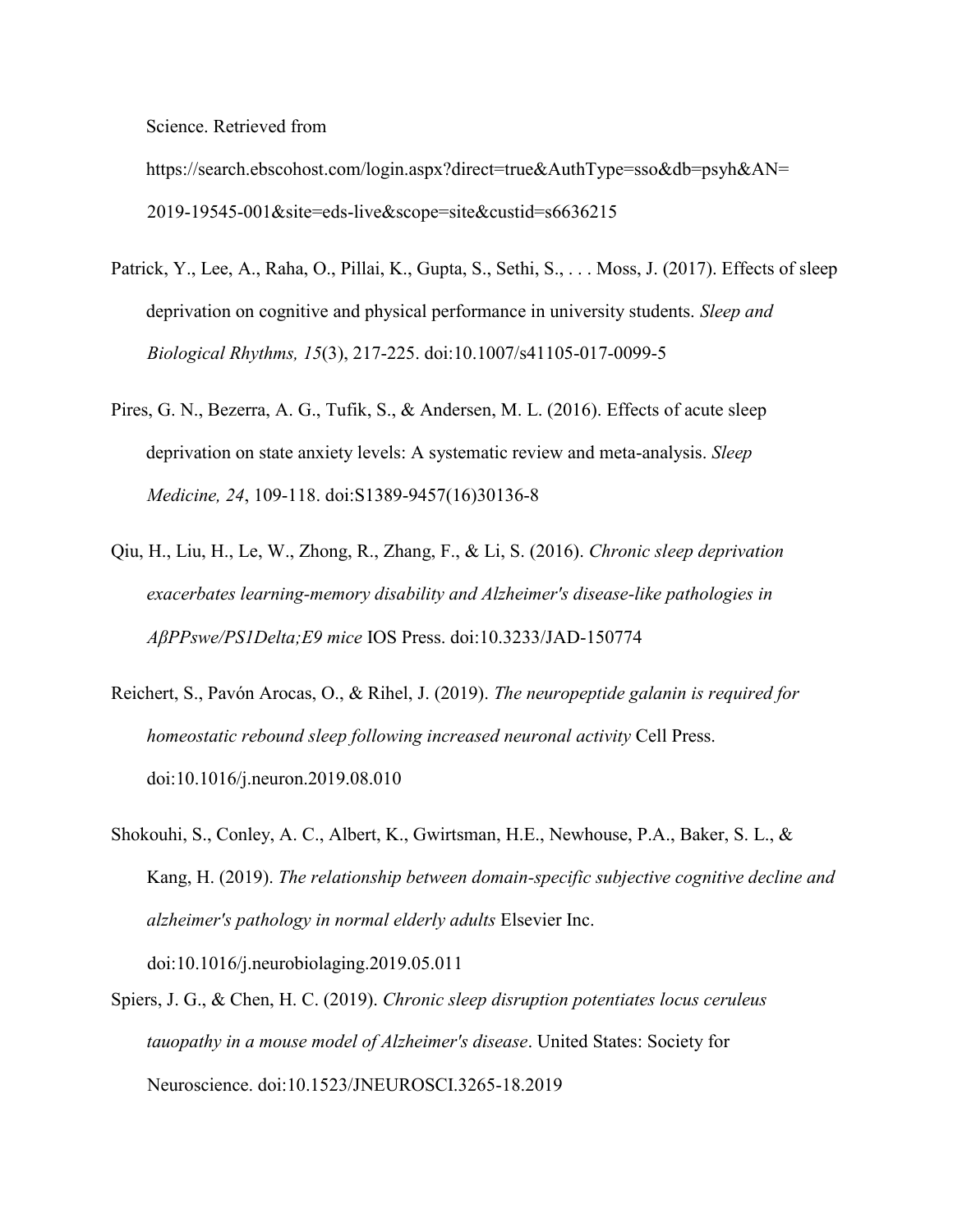Science. Retrieved from https://search.ebscohost.com/login.aspx?direct=true&AuthType=sso&db=psyh&AN=2019-19545-001&site=eds-live&scope=site&custid=s6636215

Patrick, Y., Lee, A., Raha, O., Pillai, K., Gupta, S., Sethi, S., . . . Moss, J. (2017). Effects of sleep deprivation on cognitive and physical performance in university students. *Sleep and Biological Rhythms, 15*(3), 217-225. doi:10.1007/s41105-017-0099-5

Pires, G. N., Bezerra, A. G., Tufik, S., & Andersen, M. L. (2016). Effects of acute sleep deprivation on state anxiety levels: A systematic review and meta-analysis. *Sleep Medicine, 24*, 109-118. doi:S1389-9457(16)30136-8

Qiu, H., Liu, H., Le, W., Zhong, R., Zhang, F., & Li, S. (2016). *Chronic sleep deprivation exacerbates learning-memory disability and Alzheimer's disease-like pathologies in AβPPswe/PS1Delta;E9 mice* IOS Press. doi:10.3233/JAD-150774

Reichert, S., Pavón Arocas, O., & Rihel, J. (2019). *The neuropeptide galanin is required for homeostatic rebound sleep following increased neuronal activity* Cell Press. doi:10.1016/j.neuron.2019.08.010

Shokouhi, S., Conley, A. C., Albert, K., Gwirtsman, H.E., Newhouse, P.A., Baker, S. L., & Kang, H. (2019). *The relationship between domain-specific subjective cognitive decline and alzheimer's pathology in normal elderly adults* Elsevier Inc. doi:10.1016/j.neurobiolaging.2019.05.011

Spiers, J. G., & Chen, H. C. (2019). *Chronic sleep disruption potentiates locus ceruleus tauopathy in a mouse model of Alzheimer's disease*. United States: Society for Neuroscience. doi:10.1523/JNEUROSCI.3265-18.2019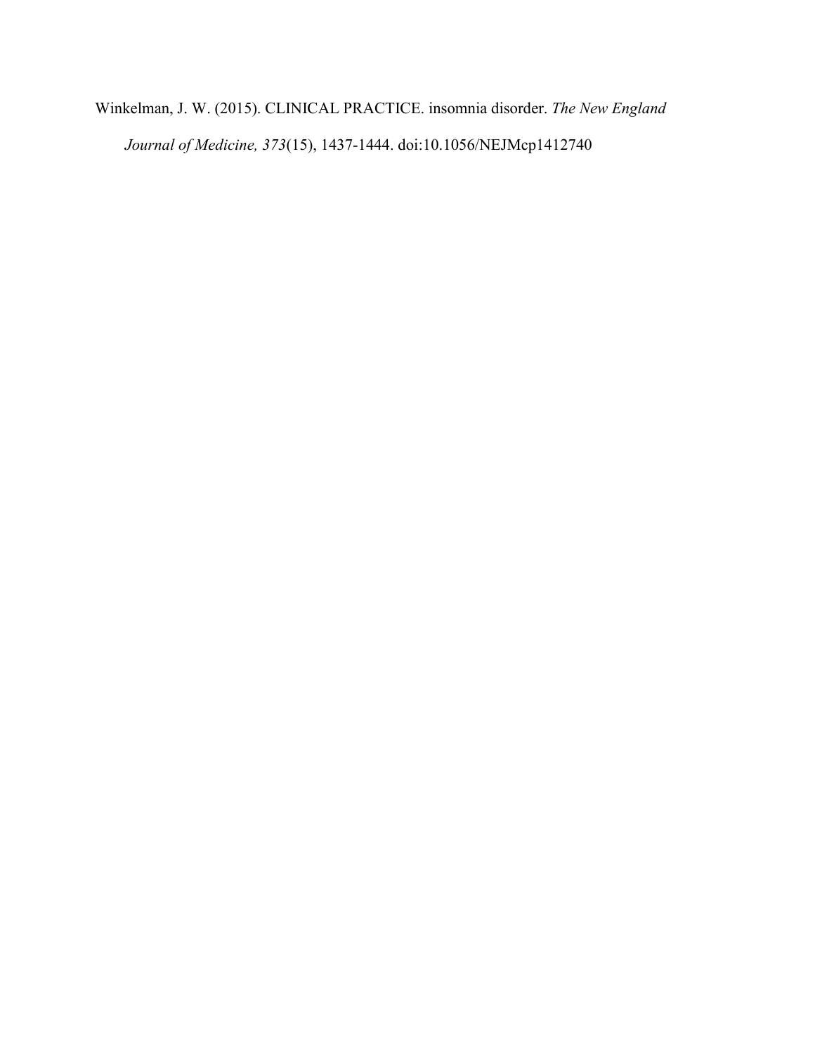Winkelman, J. W. (2015). CLINICAL PRACTICE. insomnia disorder. *The New England Journal of Medicine, 373*(15), 1437-1444. doi:10.1056/NEJMcp1412740